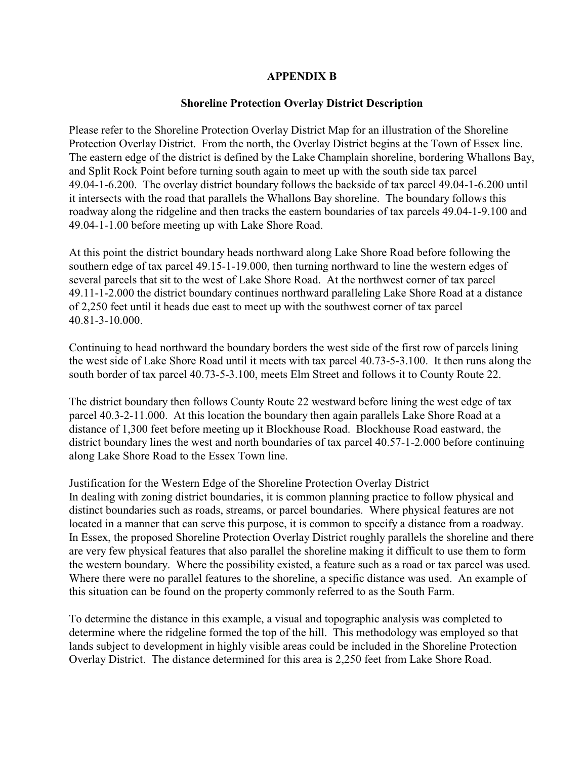# APPENDIX B

## Shoreline Protection Overlay District Description

Please refer to the Shoreline Protection Overlay District Map for an illustration of the Shoreline Protection Overlay District. From the north, the Overlay District begins at the Town of Essex line. The eastern edge of the district is defined by the Lake Champlain shoreline, bordering Whallons Bay, and Split Rock Point before turning south again to meet up with the south side tax parcel 49.04-1-6.200. The overlay district boundary follows the backside of tax parcel 49.04-1-6.200 until it intersects with the road that parallels the Whallons Bay shoreline. The boundary follows this roadway along the ridgeline and then tracks the eastern boundaries of tax parcels 49.04-1-9.100 and 49.04-1-1.00 before meeting up with Lake Shore Road.

At this point the district boundary heads northward along Lake Shore Road before following the southern edge of tax parcel 49.15-1-19.000, then turning northward to line the western edges of several parcels that sit to the west of Lake Shore Road. At the northwest corner of tax parcel 49.11-1-2.000 the district boundary continues northward paralleling Lake Shore Road at a distance of 2,250 feet until it heads due east to meet up with the southwest corner of tax parcel 40.81-3-10.000.

Continuing to head northward the boundary borders the west side of the first row of parcels lining the west side of Lake Shore Road until it meets with tax parcel 40.73-5-3.100. It then runs along the south border of tax parcel 40.73-5-3.100, meets Elm Street and follows it to County Route 22.

The district boundary then follows County Route 22 westward before lining the west edge of tax parcel 40.3-2-11.000. At this location the boundary then again parallels Lake Shore Road at a distance of 1,300 feet before meeting up it Blockhouse Road. Blockhouse Road eastward, the district boundary lines the west and north boundaries of tax parcel 40.57-1-2.000 before continuing along Lake Shore Road to the Essex Town line.

Justification for the Western Edge of the Shoreline Protection Overlay District
In dealing with zoning district boundaries, it is common planning practice to follow physical and distinct boundaries such as roads, streams, or parcel boundaries. Where physical features are not located in a manner that can serve this purpose, it is common to specify a distance from a roadway. In Essex, the proposed Shoreline Protection Overlay District roughly parallels the shoreline and there are very few physical features that also parallel the shoreline making it difficult to use them to form the western boundary. Where the possibility existed, a feature such as a road or tax parcel was used. Where there were no parallel features to the shoreline, a specific distance was used. An example of this situation can be found on the property commonly referred to as the South Farm.

To determine the distance in this example, a visual and topographic analysis was completed to determine where the ridgeline formed the top of the hill. This methodology was employed so that lands subject to development in highly visible areas could be included in the Shoreline Protection Overlay District. The distance determined for this area is 2,250 feet from Lake Shore Road.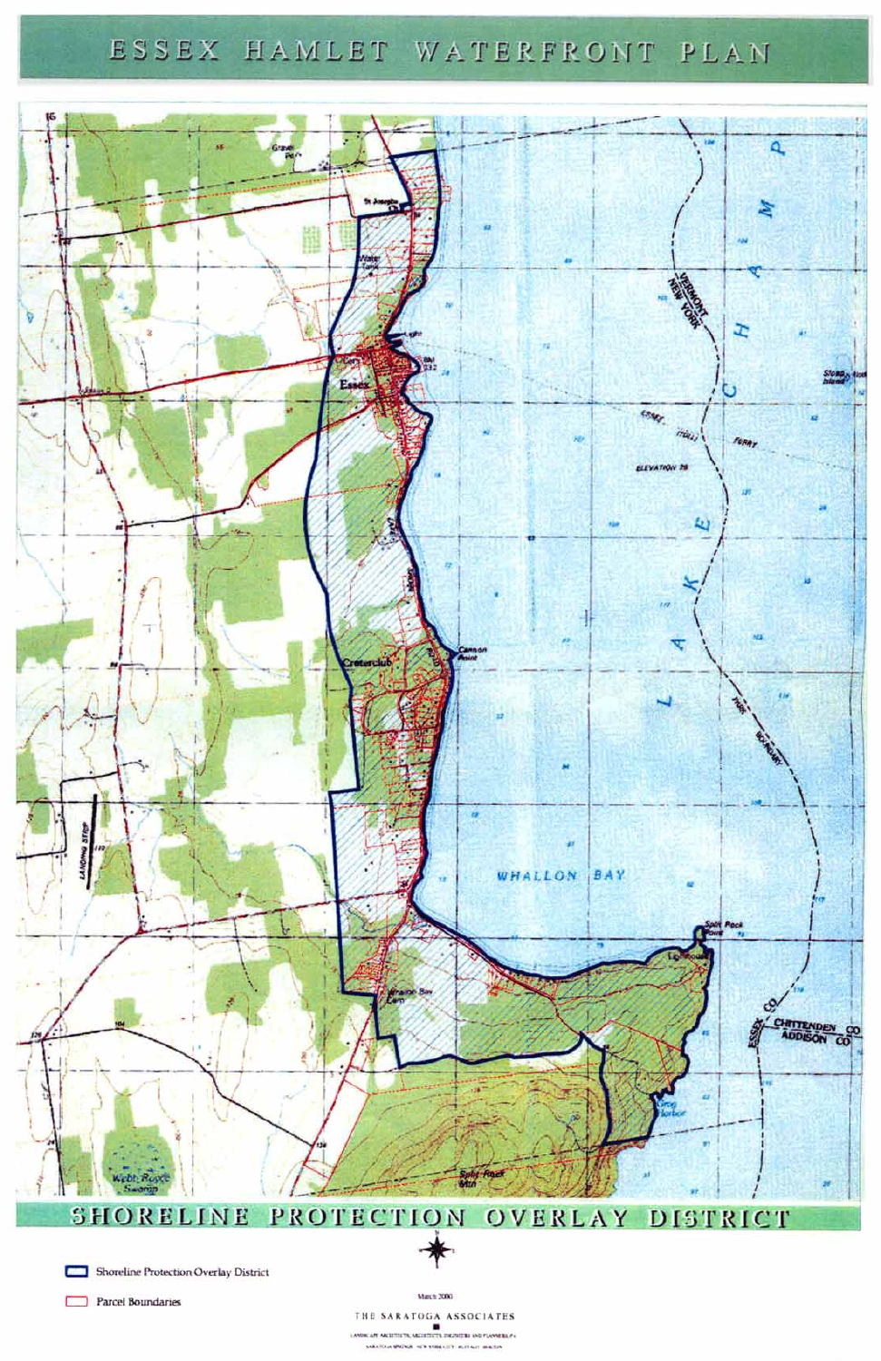# ESSEX HAMLET WATERFRONT PLAN

## SHORELINE PROTECTION OVERLAY DISTRICT

Shoreline Protection Overlay District

Parcel Boundaries

March 2000

THE SARATOGA ASSOCIATES

LANDSCAPE ARCHITECTS, ARCHITECTS, ENGINEERS AND PLANNERS, P.C.

SARATOGA SPRINGS NEW YORK CITY BUFFALO BOSTON